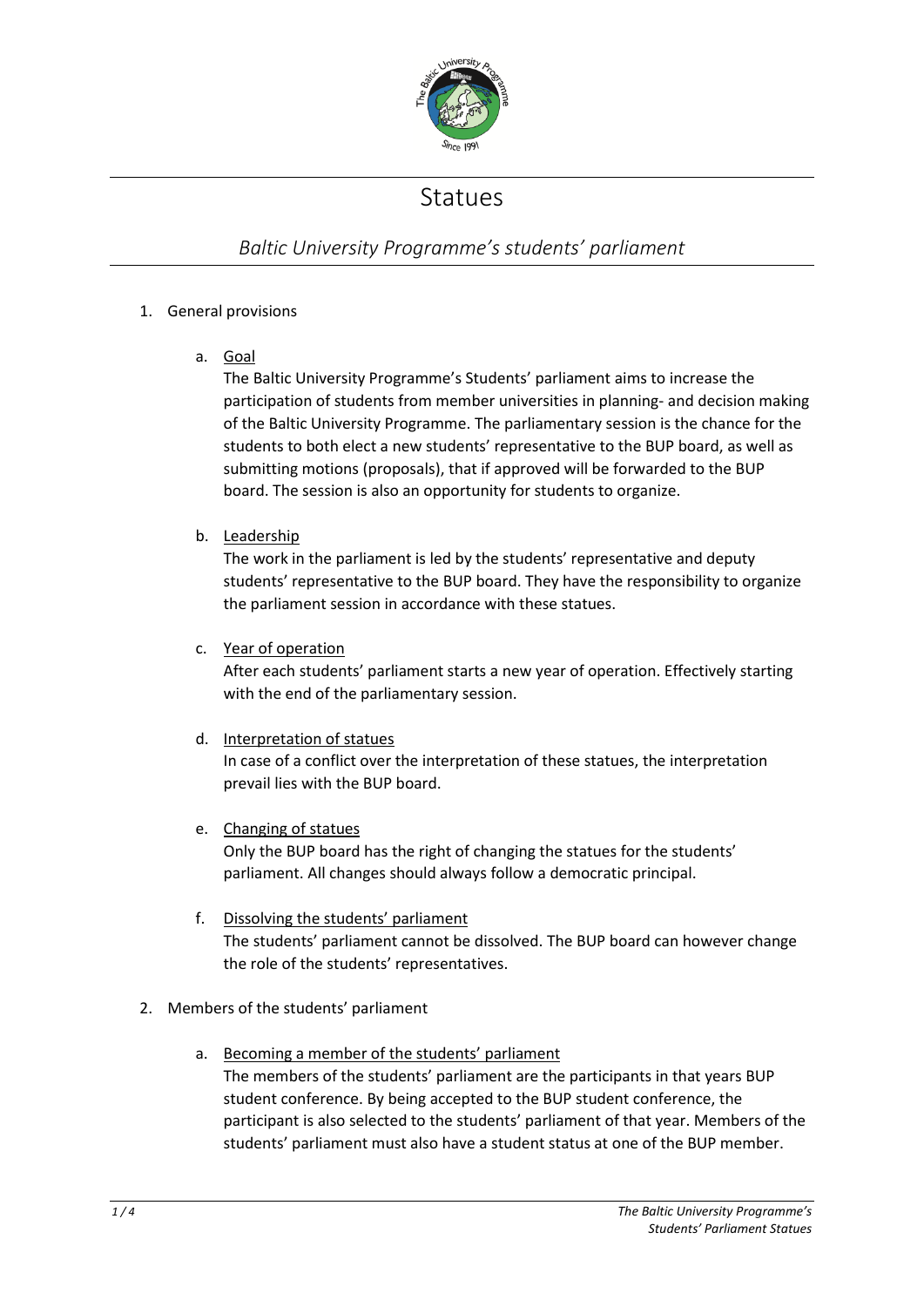# Statues

## *Baltic University Programme's students' parliament*

1. General provisions

   a. Goal

   The Baltic University Programme's Students' parliament aims to increase the participation of students from member universities in planning- and decision making of the Baltic University Programme. The parliamentary session is the chance for the students to both elect a new students' representative to the BUP board, as well as submitting motions (proposals), that if approved will be forwarded to the BUP board. The session is also an opportunity for students to organize.

   b. Leadership

   The work in the parliament is led by the students' representative and deputy students' representative to the BUP board. They have the responsibility to organize the parliament session in accordance with these statues.

   c. Year of operation

   After each students' parliament starts a new year of operation. Effectively starting with the end of the parliamentary session.

   d. Interpretation of statues

   In case of a conflict over the interpretation of these statues, the interpretation prevail lies with the BUP board.

   e. Changing of statues

   Only the BUP board has the right of changing the statues for the students' parliament. All changes should always follow a democratic principal.

   f. Dissolving the students' parliament

   The students' parliament cannot be dissolved. The BUP board can however change the role of the students' representatives.

2. Members of the students' parliament

   a. Becoming a member of the students' parliament

   The members of the students' parliament are the participants in that years BUP student conference. By being accepted to the BUP student conference, the participant is also selected to the students' parliament of that year. Members of the students' parliament must also have a student status at one of the BUP member.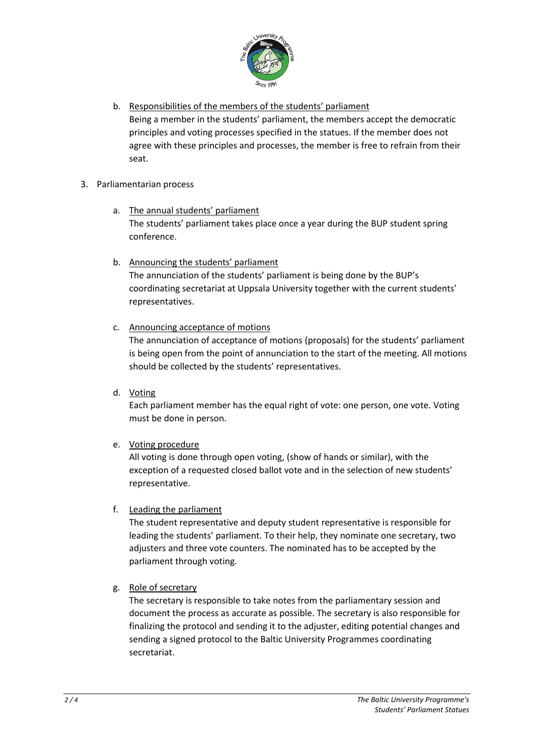b. Responsibilities of the members of the students' parliament

   Being a member in the students' parliament, the members accept the democratic principles and voting processes specified in the statues. If the member does not agree with these principles and processes, the member is free to refrain from their seat.

3. Parliamentarian process

   a. The annual students' parliament

      The students' parliament takes place once a year during the BUP student spring conference.

   b. Announcing the students' parliament

      The annunciation of the students' parliament is being done by the BUP's coordinating secretariat at Uppsala University together with the current students' representatives.

   c. Announcing acceptance of motions

      The annunciation of acceptance of motions (proposals) for the students' parliament is being open from the point of annunciation to the start of the meeting. All motions should be collected by the students' representatives.

   d. Voting

      Each parliament member has the equal right of vote: one person, one vote. Voting must be done in person.

   e. Voting procedure

      All voting is done through open voting, (show of hands or similar), with the exception of a requested closed ballot vote and in the selection of new students' representative.

   f. Leading the parliament

      The student representative and deputy student representative is responsible for leading the students' parliament. To their help, they nominate one secretary, two adjusters and three vote counters. The nominated has to be accepted by the parliament through voting.

   g. Role of secretary

      The secretary is responsible to take notes from the parliamentary session and document the process as accurate as possible. The secretary is also responsible for finalizing the protocol and sending it to the adjuster, editing potential changes and sending a signed protocol to the Baltic University Programmes coordinating secretariat.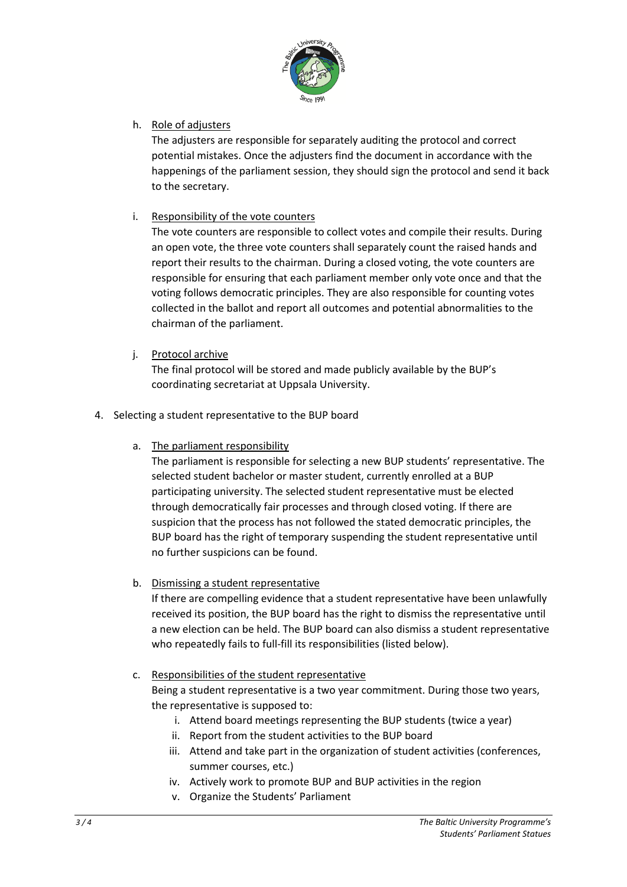h. Role of adjusters

   The adjusters are responsible for separately auditing the protocol and correct potential mistakes. Once the adjusters find the document in accordance with the happenings of the parliament session, they should sign the protocol and send it back to the secretary.

i. Responsibility of the vote counters

   The vote counters are responsible to collect votes and compile their results. During an open vote, the three vote counters shall separately count the raised hands and report their results to the chairman. During a closed voting, the vote counters are responsible for ensuring that each parliament member only vote once and that the voting follows democratic principles. They are also responsible for counting votes collected in the ballot and report all outcomes and potential abnormalities to the chairman of the parliament.

j. Protocol archive

   The final protocol will be stored and made publicly available by the BUP's coordinating secretariat at Uppsala University.

4. Selecting a student representative to the BUP board

   a. The parliament responsibility

      The parliament is responsible for selecting a new BUP students' representative. The selected student bachelor or master student, currently enrolled at a BUP participating university. The selected student representative must be elected through democratically fair processes and through closed voting. If there are suspicion that the process has not followed the stated democratic principles, the BUP board has the right of temporary suspending the student representative until no further suspicions can be found.

   b. Dismissing a student representative

      If there are compelling evidence that a student representative have been unlawfully received its position, the BUP board has the right to dismiss the representative until a new election can be held. The BUP board can also dismiss a student representative who repeatedly fails to full-fill its responsibilities (listed below).

   c. Responsibilities of the student representative

      Being a student representative is a two year commitment. During those two years, the representative is supposed to:

      i. Attend board meetings representing the BUP students (twice a year)
      ii. Report from the student activities to the BUP board
      iii. Attend and take part in the organization of student activities (conferences, summer courses, etc.)
      iv. Actively work to promote BUP and BUP activities in the region
      v. Organize the Students' Parliament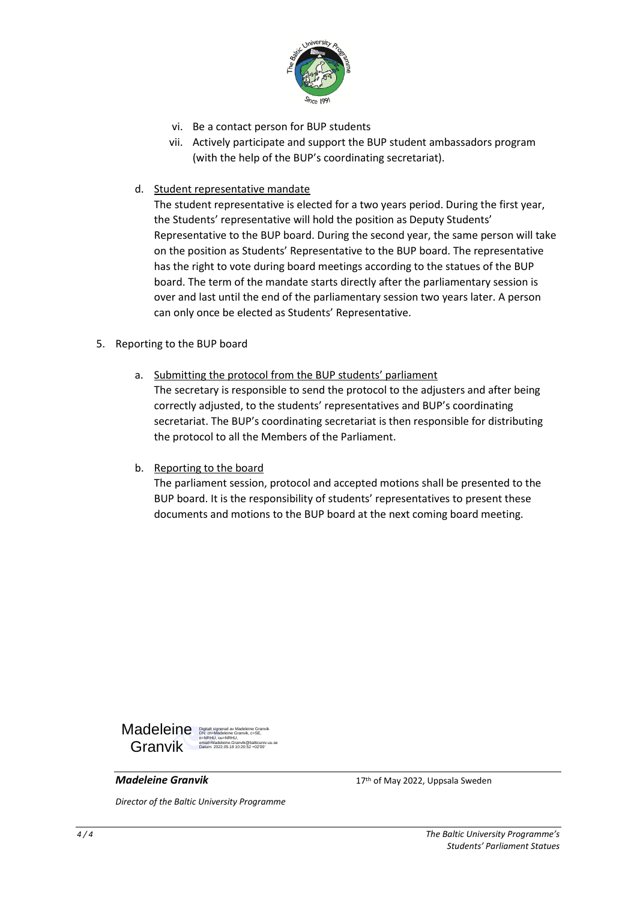vi. Be a contact person for BUP students
vii. Actively participate and support the BUP student ambassadors program (with the help of the BUP's coordinating secretariat).

d. Student representative mandate

The student representative is elected for a two years period. During the first year, the Students' representative will hold the position as Deputy Students' Representative to the BUP board. During the second year, the same person will take on the position as Students' Representative to the BUP board. The representative has the right to vote during board meetings according to the statues of the BUP board. The term of the mandate starts directly after the parliamentary session is over and last until the end of the parliamentary session two years later. A person can only once be elected as Students' Representative.

5. Reporting to the BUP board

a. Submitting the protocol from the BUP students' parliament

The secretary is responsible to send the protocol to the adjusters and after being correctly adjusted, to the students' representatives and BUP's coordinating secretariat. The BUP's coordinating secretariat is then responsible for distributing the protocol to all the Members of the Parliament.

b. Reporting to the board

The parliament session, protocol and accepted motions shall be presented to the BUP board. It is the responsibility of students' representatives to present these documents and motions to the BUP board at the next coming board meeting.

Madeleine Granvik

Digitalt signerad av Madeleine Granvik
DN: cn=Madeleine Granvik, c=SE, o=NRHU, ou=NRHU, email=Madeleine.Granvik@balticuniv.uu.se
Datum: 2022.05.18 10:20:52 +02'00'

***Madeleine Granvik*** 17th of May 2022, Uppsala Sweden

*Director of the Baltic University Programme*